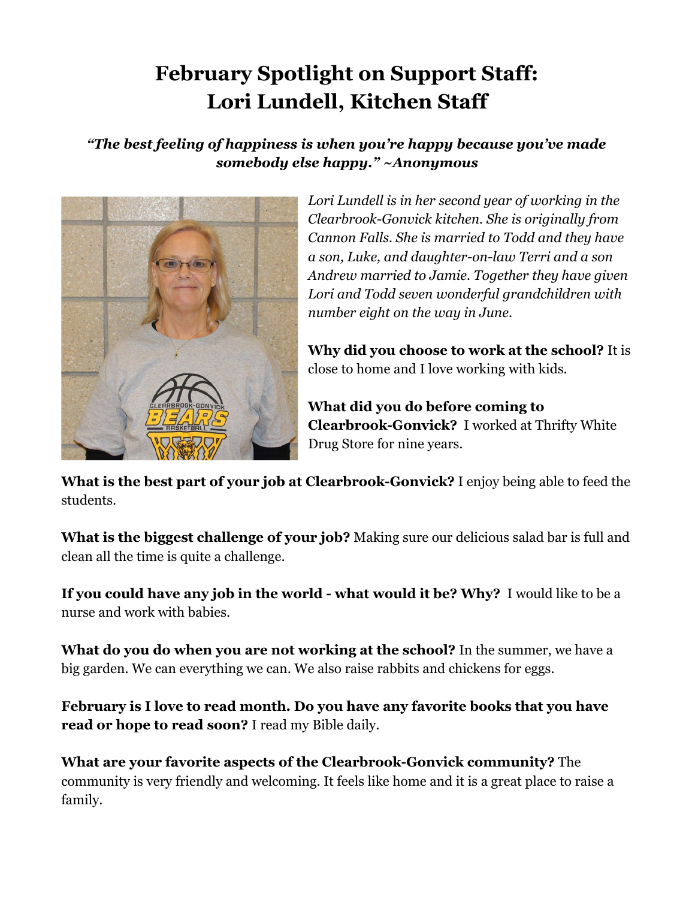# February Spotlight on Support Staff: Lori Lundell, Kitchen Staff

***"The best feeling of happiness is when you're happy because you've made somebody else happy." ~Anonymous***

*Lori Lundell is in her second year of working in the Clearbrook-Gonvick kitchen. She is originally from Cannon Falls. She is married to Todd and they have a son, Luke, and daughter-on-law Terri and a son Andrew married to Jamie. Together they have given Lori and Todd seven wonderful grandchildren with number eight on the way in June.*

**Why did you choose to work at the school?** It is close to home and I love working with kids.

**What did you do before coming to Clearbrook-Gonvick?** I worked at Thrifty White Drug Store for nine years.

**What is the best part of your job at Clearbrook-Gonvick?** I enjoy being able to feed the students.

**What is the biggest challenge of your job?** Making sure our delicious salad bar is full and clean all the time is quite a challenge.

**If you could have any job in the world - what would it be? Why?** I would like to be a nurse and work with babies.

**What do you do when you are not working at the school?** In the summer, we have a big garden. We can everything we can. We also raise rabbits and chickens for eggs.

**February is I love to read month. Do you have any favorite books that you have read or hope to read soon?** I read my Bible daily.

**What are your favorite aspects of the Clearbrook-Gonvick community?** The community is very friendly and welcoming. It feels like home and it is a great place to raise a family.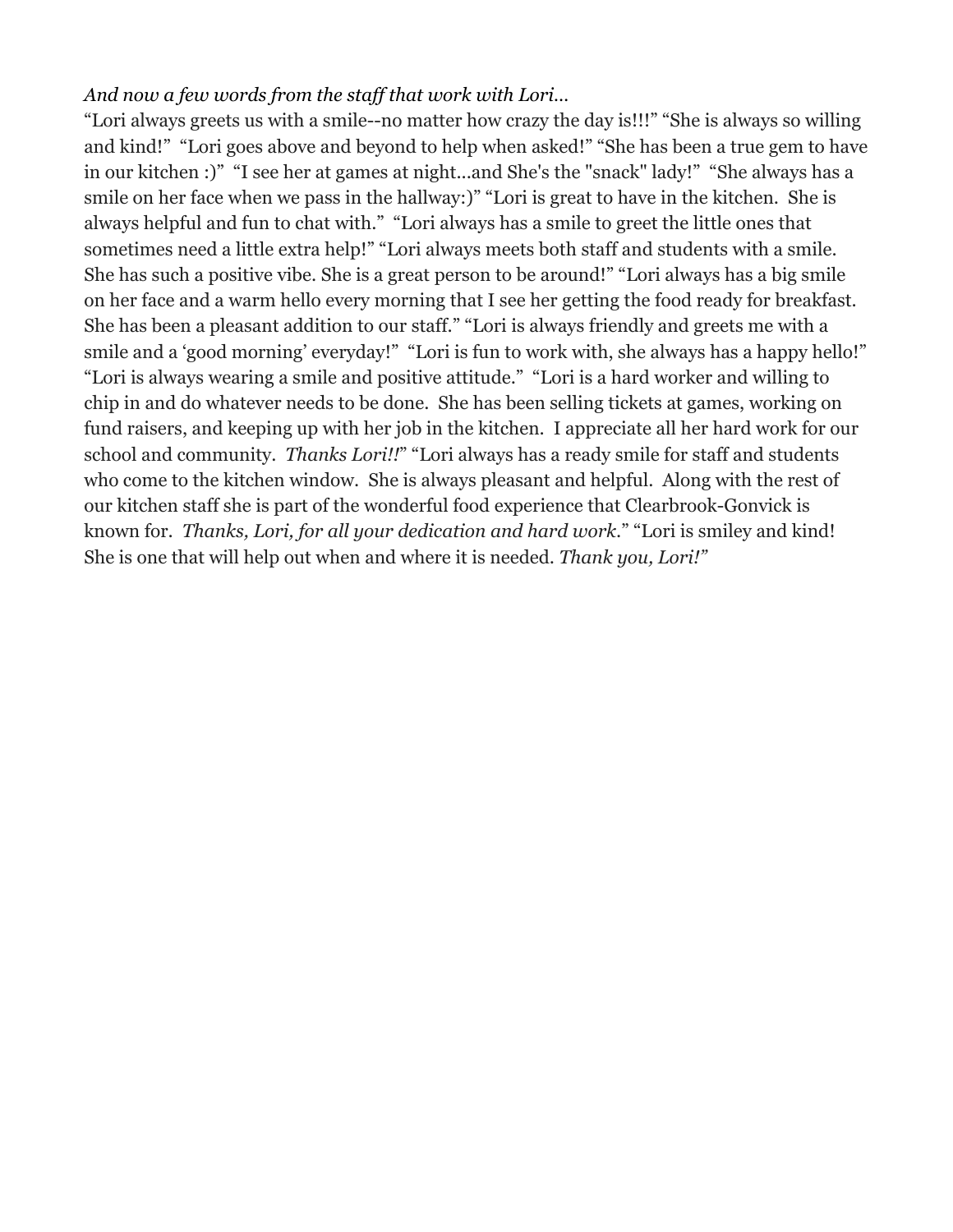*And now a few words from the staff that work with Lori...*

"Lori always greets us with a smile--no matter how crazy the day is!!!" "She is always so willing and kind!" "Lori goes above and beyond to help when asked!" "She has been a true gem to have in our kitchen :)" "I see her at games at night...and She's the "snack" lady!" "She always has a smile on her face when we pass in the hallway:)" "Lori is great to have in the kitchen. She is always helpful and fun to chat with." "Lori always has a smile to greet the little ones that sometimes need a little extra help!" "Lori always meets both staff and students with a smile. She has such a positive vibe. She is a great person to be around!" "Lori always has a big smile on her face and a warm hello every morning that I see her getting the food ready for breakfast. She has been a pleasant addition to our staff." "Lori is always friendly and greets me with a smile and a 'good morning' everyday!" "Lori is fun to work with, she always has a happy hello!" "Lori is always wearing a smile and positive attitude." "Lori is a hard worker and willing to chip in and do whatever needs to be done. She has been selling tickets at games, working on fund raisers, and keeping up with her job in the kitchen. I appreciate all her hard work for our school and community. *Thanks Lori!!*" "Lori always has a ready smile for staff and students who come to the kitchen window. She is always pleasant and helpful. Along with the rest of our kitchen staff she is part of the wonderful food experience that Clearbrook-Gonvick is known for. *Thanks, Lori, for all your dedication and hard work*." "Lori is smiley and kind! She is one that will help out when and where it is needed. *Thank you, Lori!"*